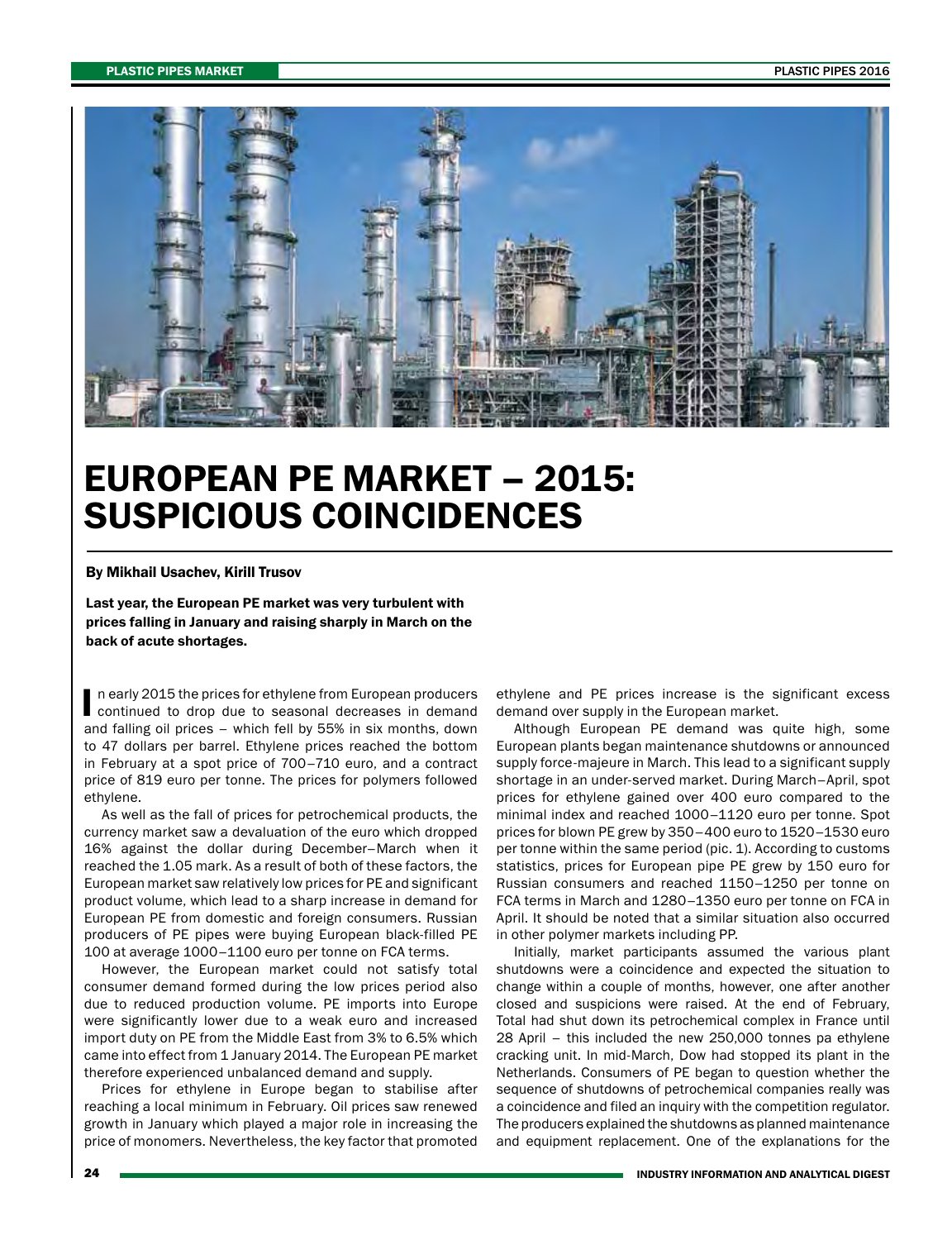# EUROPEAN PE MARKET – 2015: SUSPICIOUS COINCIDENCES

**By Mikhail Usachev, Kirill Trusov**

**Last year, the European PE market was very turbulent with prices falling in January and raising sharply in March on the back of acute shortages.**

In early 2015 the prices for ethylene from European producers continued to drop due to seasonal decreases in demand and falling oil prices – which fell by 55% in six months, down to 47 dollars per barrel. Ethylene prices reached the bottom in February at a spot price of 700–710 euro, and a contract price of 819 euro per tonne. The prices for polymers followed ethylene.

As well as the fall of prices for petrochemical products, the currency market saw a devaluation of the euro which dropped 16% against the dollar during December–March when it reached the 1.05 mark. As a result of both of these factors, the European market saw relatively low prices for PE and significant product volume, which lead to a sharp increase in demand for European PE from domestic and foreign consumers. Russian producers of PE pipes were buying European black-filled PE 100 at average 1000–1100 euro per tonne on FCA terms.

However, the European market could not satisfy total consumer demand formed during the low prices period also due to reduced production volume. PE imports into Europe were significantly lower due to a weak euro and increased import duty on PE from the Middle East from 3% to 6.5% which came into effect from 1 January 2014. The European PE market therefore experienced unbalanced demand and supply.

Prices for ethylene in Europe began to stabilise after reaching a local minimum in February. Oil prices saw renewed growth in January which played a major role in increasing the price of monomers. Nevertheless, the key factor that promoted ethylene and PE prices increase is the significant excess demand over supply in the European market.

Although European PE demand was quite high, some European plants began maintenance shutdowns or announced supply force-majeure in March. This lead to a significant supply shortage in an under-served market. During March–April, spot prices for ethylene gained over 400 euro compared to the minimal index and reached 1000–1120 euro per tonne. Spot prices for blown PE grew by 350–400 euro to 1520–1530 euro per tonne within the same period (pic. 1). According to customs statistics, prices for European pipe PE grew by 150 euro for Russian consumers and reached 1150–1250 per tonne on FCA terms in March and 1280–1350 euro per tonne on FCA in April. It should be noted that a similar situation also occurred in other polymer markets including PP.

Initially, market participants assumed the various plant shutdowns were a coincidence and expected the situation to change within a couple of months, however, one after another closed and suspicions were raised. At the end of February, Total had shut down its petrochemical complex in France until 28 April – this included the new 250,000 tonnes pa ethylene cracking unit. In mid-March, Dow had stopped its plant in the Netherlands. Consumers of PE began to question whether the sequence of shutdowns of petrochemical companies really was a coincidence and filed an inquiry with the competition regulator. The producers explained the shutdowns as planned maintenance and equipment replacement. One of the explanations for the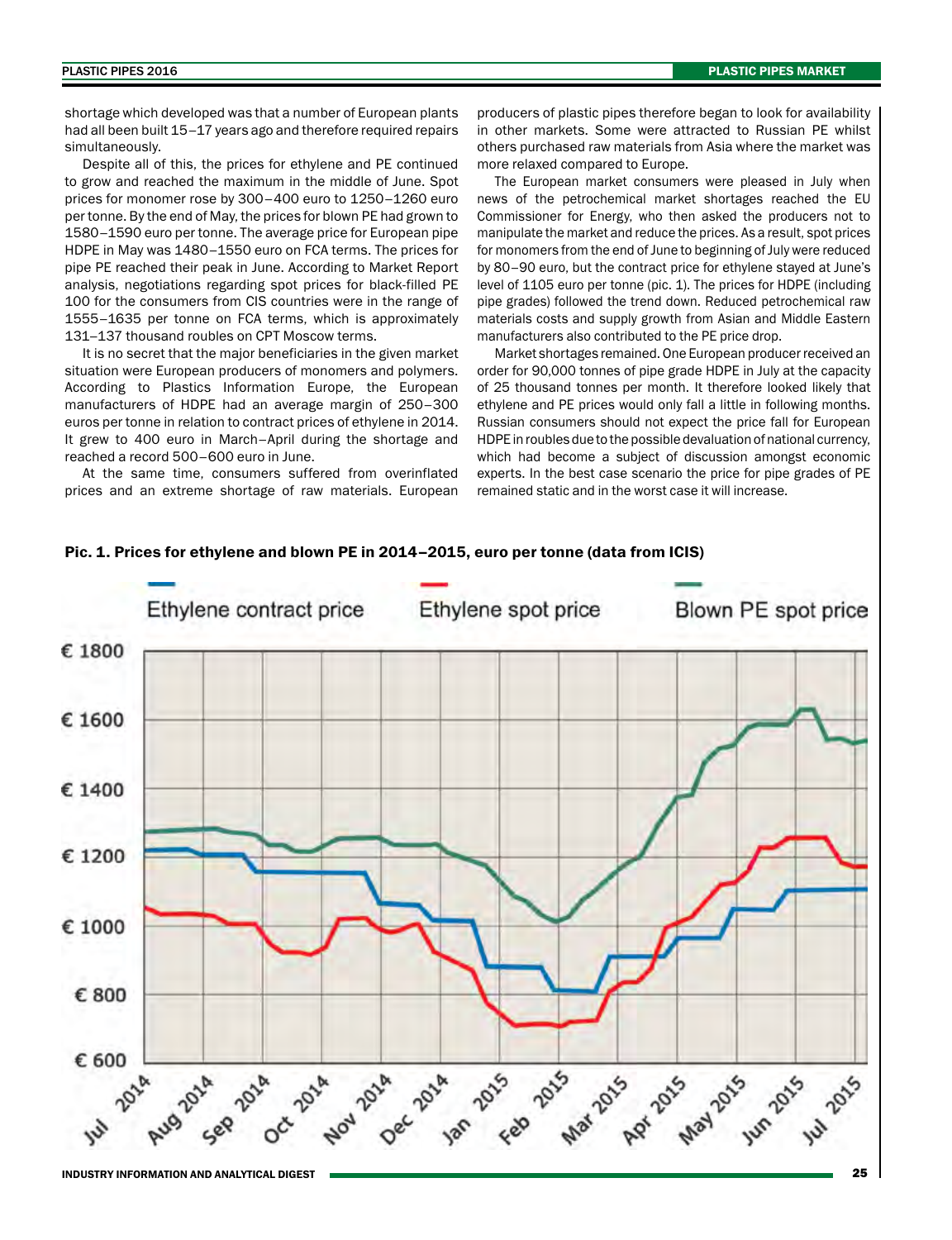shortage which developed was that a number of European plants had all been built 15–17 years ago and therefore required repairs simultaneously.

Despite all of this, the prices for ethylene and PE continued to grow and reached the maximum in the middle of June. Spot prices for monomer rose by 300–400 euro to 1250–1260 euro per tonne. By the end of May, the prices for blown PE had grown to 1580–1590 euro per tonne. The average price for European pipe HDPE in May was 1480–1550 euro on FCA terms. The prices for pipe PE reached their peak in June. According to Market Report analysis, negotiations regarding spot prices for black-filled PE 100 for the consumers from CIS countries were in the range of 1555–1635 per tonne on FCA terms, which is approximately 131–137 thousand roubles on CPT Moscow terms.

It is no secret that the major beneficiaries in the given market situation were European producers of monomers and polymers. According to Plastics Information Europe, the European manufacturers of HDPE had an average margin of 250–300 euros per tonne in relation to contract prices of ethylene in 2014. It grew to 400 euro in March–April during the shortage and reached a record 500–600 euro in June.

At the same time, consumers suffered from overinflated prices and an extreme shortage of raw materials. European producers of plastic pipes therefore began to look for availability in other markets. Some were attracted to Russian PE whilst others purchased raw materials from Asia where the market was more relaxed compared to Europe.

The European market consumers were pleased in July when news of the petrochemical market shortages reached the EU Commissioner for Energy, who then asked the producers not to manipulate the market and reduce the prices. As a result, spot prices for monomers from the end of June to beginning of July were reduced by 80–90 euro, but the contract price for ethylene stayed at June's level of 1105 euro per tonne (pic. 1). The prices for HDPE (including pipe grades) followed the trend down. Reduced petrochemical raw materials costs and supply growth from Asian and Middle Eastern manufacturers also contributed to the PE price drop.

Market shortages remained. One European producer received an order for 90,000 tonnes of pipe grade HDPE in July at the capacity of 25 thousand tonnes per month. It therefore looked likely that ethylene and PE prices would only fall a little in following months. Russian consumers should not expect the price fall for European HDPE in roubles due to the possible devaluation of national currency, which had become a subject of discussion amongst economic experts. In the best case scenario the price for pipe grades of PE remained static and in the worst case it will increase.

**Pic. 1. Prices for ethylene and blown PE in 2014–2015, euro per tonne (data from ICIS)**

Ethylene contract price
Ethylene spot price
Blown PE spot price

€ 1800
€ 1600
€ 1400
€ 1200
€ 1000
€ 800
€ 600

Jul 2014
Aug 2014
Sep 2014
Oct 2014
Nov 2014
Dec 2014
Jan 2015
Feb 2015
Mar 2015
Apr 2015
May 2015
Jun 2015
Jul 2015